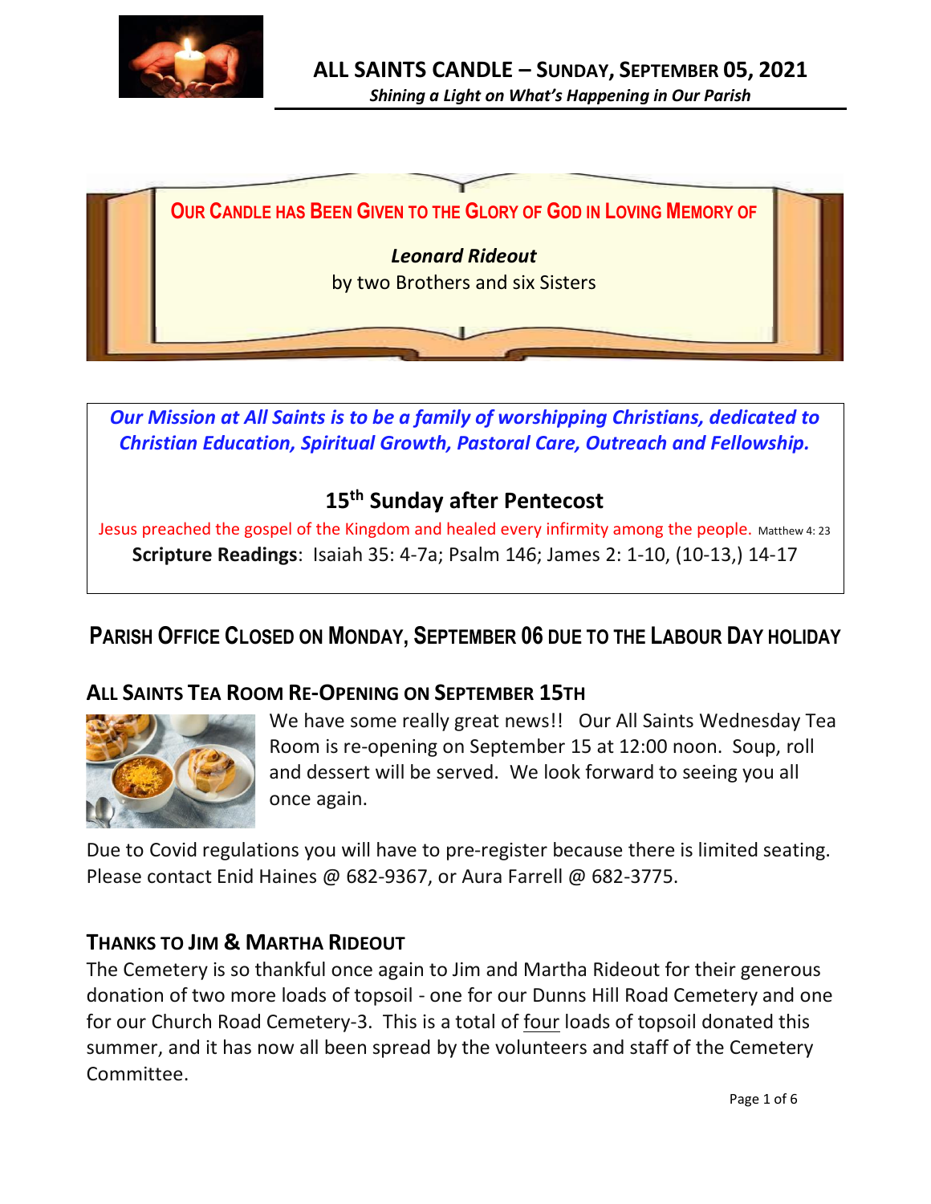# ALL SAINTS CANDLE – SUNDAY, SEPTEMBER 05, 2021

***Shining a Light on What's Happening in Our Parish***

**OUR CANDLE HAS BEEN GIVEN TO THE GLORY OF GOD IN LOVING MEMORY OF**

***Leonard Rideout***

by two Brothers and six Sisters

***Our Mission at All Saints is to be a family of worshipping Christians, dedicated to Christian Education, Spiritual Growth, Pastoral Care, Outreach and Fellowship.***

## 15th Sunday after Pentecost

Jesus preached the gospel of the Kingdom and healed every infirmity among the people. Matthew 4: 23

**Scripture Readings**: Isaiah 35: 4-7a; Psalm 146; James 2: 1-10, (10-13,) 14-17

## PARISH OFFICE CLOSED ON MONDAY, SEPTEMBER 06 DUE TO THE LABOUR DAY HOLIDAY

### ALL SAINTS TEA ROOM RE-OPENING ON SEPTEMBER 15TH

We have some really great news!! Our All Saints Wednesday Tea Room is re-opening on September 15 at 12:00 noon. Soup, roll and dessert will be served. We look forward to seeing you all once again.

Due to Covid regulations you will have to pre-register because there is limited seating. Please contact Enid Haines @ 682-9367, or Aura Farrell @ 682-3775.

### THANKS TO JIM & MARTHA RIDEOUT

The Cemetery is so thankful once again to Jim and Martha Rideout for their generous donation of two more loads of topsoil - one for our Dunns Hill Road Cemetery and one for our Church Road Cemetery-3. This is a total of four loads of topsoil donated this summer, and it has now all been spread by the volunteers and staff of the Cemetery Committee.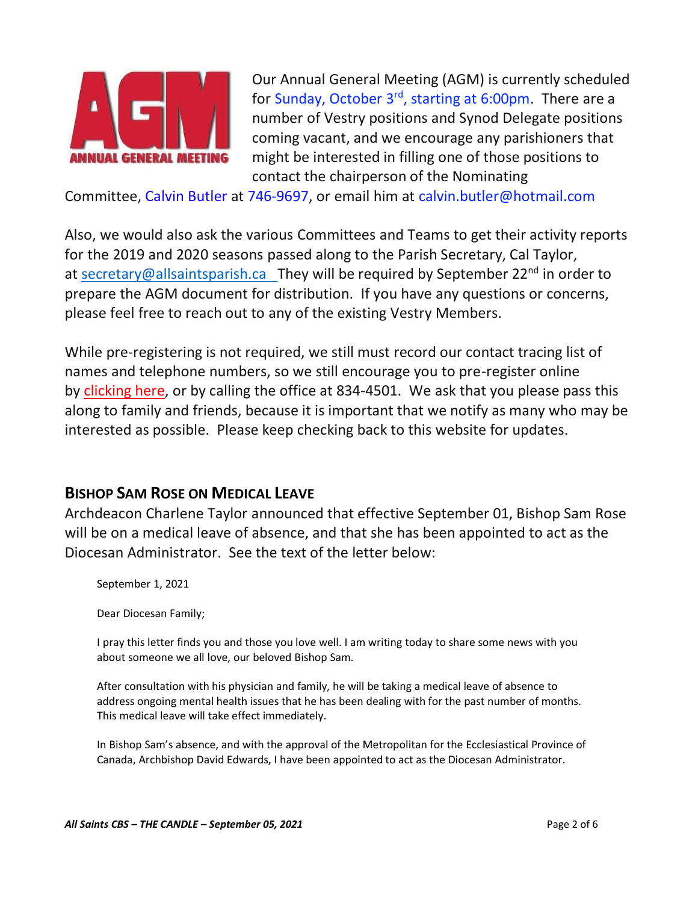Our Annual General Meeting (AGM) is currently scheduled for Sunday, October 3rd, starting at 6:00pm. There are a number of Vestry positions and Synod Delegate positions coming vacant, and we encourage any parishioners that might be interested in filling one of those positions to contact the chairperson of the Nominating Committee, Calvin Butler at 746-9697, or email him at calvin.butler@hotmail.com

Also, we would also ask the various Committees and Teams to get their activity reports for the 2019 and 2020 seasons passed along to the Parish Secretary, Cal Taylor, at secretary@allsaintsparish.ca They will be required by September 22nd in order to prepare the AGM document for distribution. If you have any questions or concerns, please feel free to reach out to any of the existing Vestry Members.

While pre-registering is not required, we still must record our contact tracing list of names and telephone numbers, so we still encourage you to pre-register online by clicking here, or by calling the office at 834-4501. We ask that you please pass this along to family and friends, because it is important that we notify as many who may be interested as possible. Please keep checking back to this website for updates.

## BISHOP SAM ROSE ON MEDICAL LEAVE

Archdeacon Charlene Taylor announced that effective September 01, Bishop Sam Rose will be on a medical leave of absence, and that she has been appointed to act as the Diocesan Administrator. See the text of the letter below:

> September 1, 2021
>
> Dear Diocesan Family;
>
> I pray this letter finds you and those you love well. I am writing today to share some news with you about someone we all love, our beloved Bishop Sam.
>
> After consultation with his physician and family, he will be taking a medical leave of absence to address ongoing mental health issues that he has been dealing with for the past number of months. This medical leave will take effect immediately.
>
> In Bishop Sam's absence, and with the approval of the Metropolitan for the Ecclesiastical Province of Canada, Archbishop David Edwards, I have been appointed to act as the Diocesan Administrator.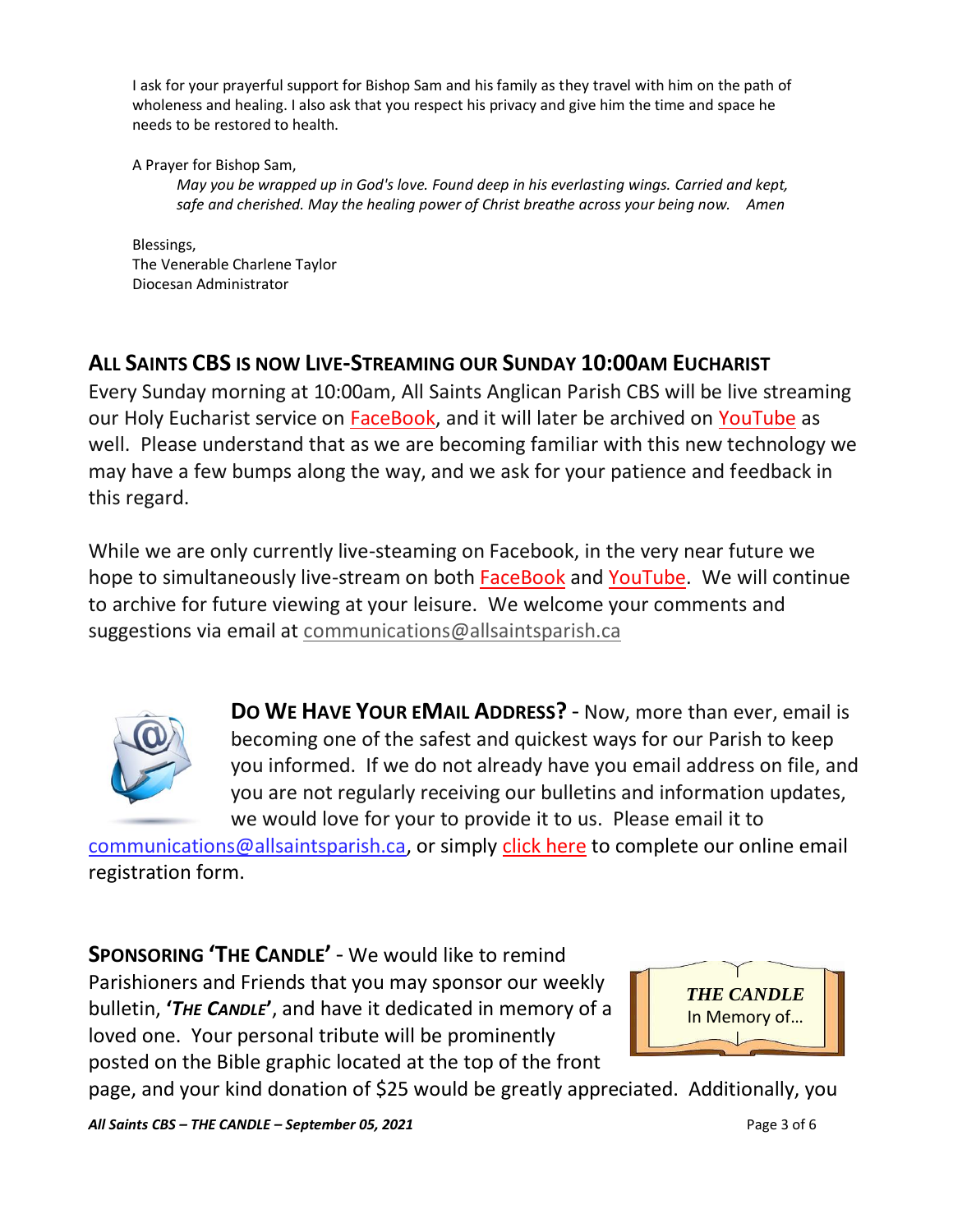I ask for your prayerful support for Bishop Sam and his family as they travel with him on the path of wholeness and healing. I also ask that you respect his privacy and give him the time and space he needs to be restored to health.

A Prayer for Bishop Sam,

*May you be wrapped up in God's love. Found deep in his everlasting wings. Carried and kept, safe and cherished. May the healing power of Christ breathe across your being now. Amen*

Blessings,
The Venerable Charlene Taylor
Diocesan Administrator

## ALL SAINTS CBS IS NOW LIVE-STREAMING OUR SUNDAY 10:00AM EUCHARIST

Every Sunday morning at 10:00am, All Saints Anglican Parish CBS will be live streaming our Holy Eucharist service on FaceBook, and it will later be archived on YouTube as well. Please understand that as we are becoming familiar with this new technology we may have a few bumps along the way, and we ask for your patience and feedback in this regard.

While we are only currently live-steaming on Facebook, in the very near future we hope to simultaneously live-stream on both FaceBook and YouTube. We will continue to archive for future viewing at your leisure. We welcome your comments and suggestions via email at communications@allsaintsparish.ca

**DO WE HAVE YOUR EMAIL ADDRESS?** - Now, more than ever, email is becoming one of the safest and quickest ways for our Parish to keep you informed. If we do not already have you email address on file, and you are not regularly receiving our bulletins and information updates, we would love for your to provide it to us. Please email it to communications@allsaintsparish.ca, or simply click here to complete our online email registration form.

**SPONSORING 'THE CANDLE'** - We would like to remind Parishioners and Friends that you may sponsor our weekly bulletin, **'*THE CANDLE*'**, and have it dedicated in memory of a loved one. Your personal tribute will be prominently posted on the Bible graphic located at the top of the front page, and your kind donation of $25 would be greatly appreciated. Additionally, you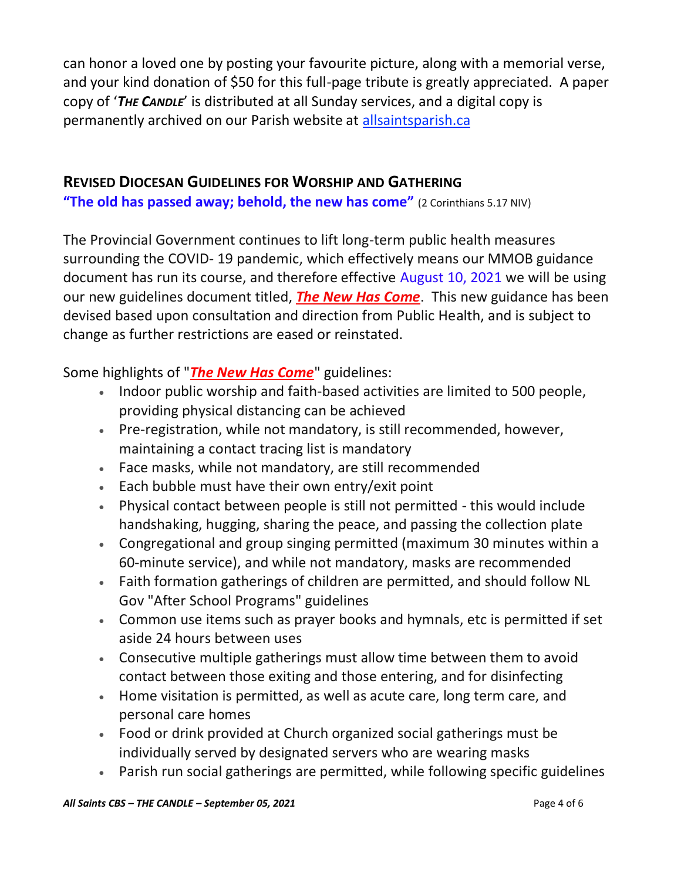can honor a loved one by posting your favourite picture, along with a memorial verse, and your kind donation of $50 for this full-page tribute is greatly appreciated. A paper copy of '***The Candle***' is distributed at all Sunday services, and a digital copy is permanently archived on our Parish website at [allsaintsparish.ca](allsaintsparish.ca)

## REVISED DIOCESAN GUIDELINES FOR WORSHIP AND GATHERING

**"The old has passed away; behold, the new has come"** (2 Corinthians 5.17 NIV)

The Provincial Government continues to lift long-term public health measures surrounding the COVID- 19 pandemic, which effectively means our MMOB guidance document has run its course, and therefore effective August 10, 2021 we will be using our new guidelines document titled, ***The New Has Come***. This new guidance has been devised based upon consultation and direction from Public Health, and is subject to change as further restrictions are eased or reinstated.

Some highlights of "***The New Has Come***" guidelines:

- Indoor public worship and faith-based activities are limited to 500 people, providing physical distancing can be achieved
- Pre-registration, while not mandatory, is still recommended, however, maintaining a contact tracing list is mandatory
- Face masks, while not mandatory, are still recommended
- Each bubble must have their own entry/exit point
- Physical contact between people is still not permitted - this would include handshaking, hugging, sharing the peace, and passing the collection plate
- Congregational and group singing permitted (maximum 30 minutes within a 60-minute service), and while not mandatory, masks are recommended
- Faith formation gatherings of children are permitted, and should follow NL Gov "After School Programs" guidelines
- Common use items such as prayer books and hymnals, etc is permitted if set aside 24 hours between uses
- Consecutive multiple gatherings must allow time between them to avoid contact between those exiting and those entering, and for disinfecting
- Home visitation is permitted, as well as acute care, long term care, and personal care homes
- Food or drink provided at Church organized social gatherings must be individually served by designated servers who are wearing masks
- Parish run social gatherings are permitted, while following specific guidelines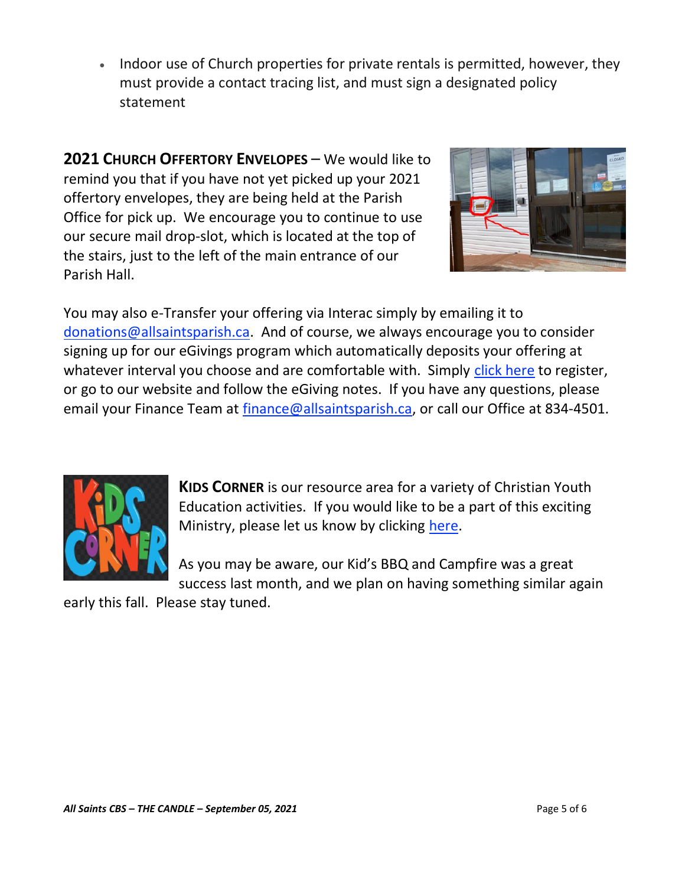- Indoor use of Church properties for private rentals is permitted, however, they must provide a contact tracing list, and must sign a designated policy statement

**2021 CHURCH OFFERTORY ENVELOPES** – We would like to remind you that if you have not yet picked up your 2021 offertory envelopes, they are being held at the Parish Office for pick up. We encourage you to continue to use our secure mail drop-slot, which is located at the top of the stairs, just to the left of the main entrance of our Parish Hall.

You may also e-Transfer your offering via Interac simply by emailing it to donations@allsaintsparish.ca. And of course, we always encourage you to consider signing up for our eGivings program which automatically deposits your offering at whatever interval you choose and are comfortable with. Simply click here to register, or go to our website and follow the eGiving notes. If you have any questions, please email your Finance Team at finance@allsaintsparish.ca, or call our Office at 834-4501.

**KIDS CORNER** is our resource area for a variety of Christian Youth Education activities. If you would like to be a part of this exciting Ministry, please let us know by clicking here.

As you may be aware, our Kid's BBQ and Campfire was a great success last month, and we plan on having something similar again early this fall. Please stay tuned.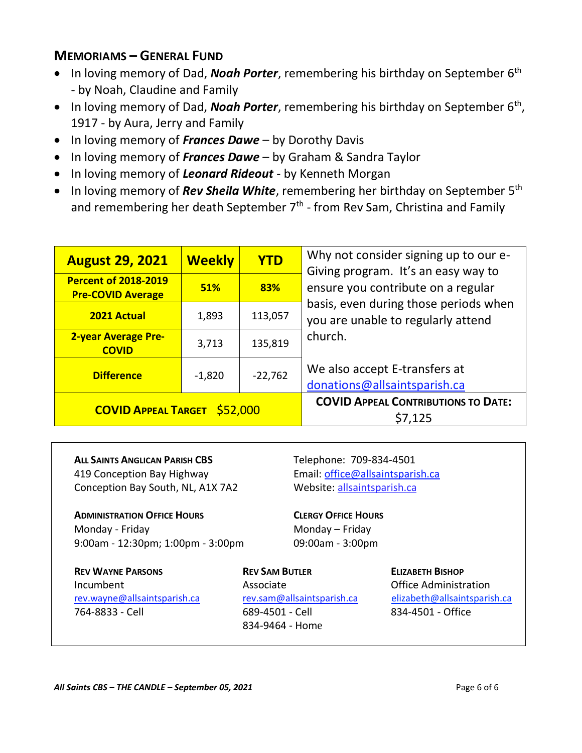## MEMORIAMS – GENERAL FUND

- In loving memory of Dad, ***Noah Porter***, remembering his birthday on September 6th - by Noah, Claudine and Family
- In loving memory of Dad, ***Noah Porter***, remembering his birthday on September 6th, 1917 - by Aura, Jerry and Family
- In loving memory of ***Frances Dawe*** – by Dorothy Davis
- In loving memory of ***Frances Dawe*** – by Graham & Sandra Taylor
- In loving memory of ***Leonard Rideout*** - by Kenneth Morgan
- In loving memory of ***Rev Sheila White***, remembering her birthday on September 5th and remembering her death September 7th - from Rev Sam, Christina and Family

| August 29, 2021 | Weekly | YTD |
|---|---|---|
| **Percent of 2018-2019 Pre-COVID Average** | **51%** | **83%** |
| **2021 Actual** | 1,893 | 113,057 |
| **2-year Average Pre-COVID** | 3,713 | 135,819 |
| **Difference** | -1,820 | -22,762 |
| **COVID APPEAL TARGET** $52,000 | | |

Why not consider signing up to our e-Giving program. It's an easy way to ensure you contribute on a regular basis, even during those periods when you are unable to regularly attend church.

We also accept E-transfers at donations@allsaintsparish.ca

**COVID APPEAL CONTRIBUTIONS TO DATE:** $7,125

**ALL SAINTS ANGLICAN PARISH CBS**
419 Conception Bay Highway
Conception Bay South, NL, A1X 7A2

Telephone: 709-834-4501
Email: office@allsaintsparish.ca
Website: allsaintsparish.ca

**ADMINISTRATION OFFICE HOURS**
Monday - Friday
9:00am - 12:30pm; 1:00pm - 3:00pm

**CLERGY OFFICE HOURS**
Monday – Friday
09:00am - 3:00pm

**REV WAYNE PARSONS**
Incumbent
rev.wayne@allsaintsparish.ca
764-8833 - Cell

**REV SAM BUTLER**
Associate
rev.sam@allsaintsparish.ca
689-4501 - Cell
834-9464 - Home

**ELIZABETH BISHOP**
Office Administration
elizabeth@allsaintsparish.ca
834-4501 - Office